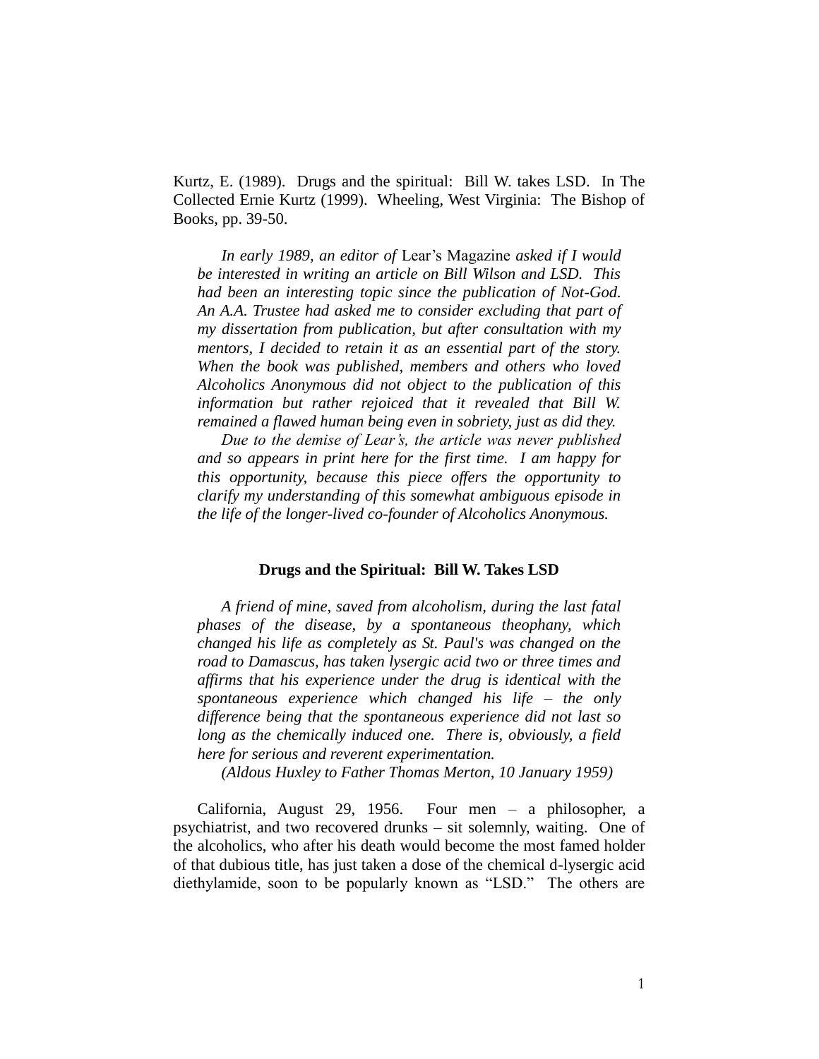Kurtz, E. (1989). Drugs and the spiritual: Bill W. takes LSD. In The Collected Ernie Kurtz (1999). Wheeling, West Virginia: The Bishop of Books, pp. 39-50.

> *In early 1989, an editor of* Lear's Magazine *asked if I would be interested in writing an article on Bill Wilson and LSD. This had been an interesting topic since the publication of Not-God. An A.A. Trustee had asked me to consider excluding that part of my dissertation from publication, but after consultation with my mentors, I decided to retain it as an essential part of the story. When the book was published, members and others who loved Alcoholics Anonymous did not object to the publication of this information but rather rejoiced that it revealed that Bill W. remained a flawed human being even in sobriety, just as did they.*
>
> *Due to the demise of Lear's, the article was never published and so appears in print here for the first time. I am happy for this opportunity, because this piece offers the opportunity to clarify my understanding of this somewhat ambiguous episode in the life of the longer-lived co-founder of Alcoholics Anonymous.*

## Drugs and the Spiritual: Bill W. Takes LSD

> *A friend of mine, saved from alcoholism, during the last fatal phases of the disease, by a spontaneous theophany, which changed his life as completely as St. Paul's was changed on the road to Damascus, has taken lysergic acid two or three times and affirms that his experience under the drug is identical with the spontaneous experience which changed his life – the only difference being that the spontaneous experience did not last so long as the chemically induced one. There is, obviously, a field here for serious and reverent experimentation.*
>
> *(Aldous Huxley to Father Thomas Merton, 10 January 1959)*

California, August 29, 1956. Four men – a philosopher, a psychiatrist, and two recovered drunks – sit solemnly, waiting. One of the alcoholics, who after his death would become the most famed holder of that dubious title, has just taken a dose of the chemical d-lysergic acid diethylamide, soon to be popularly known as "LSD." The others are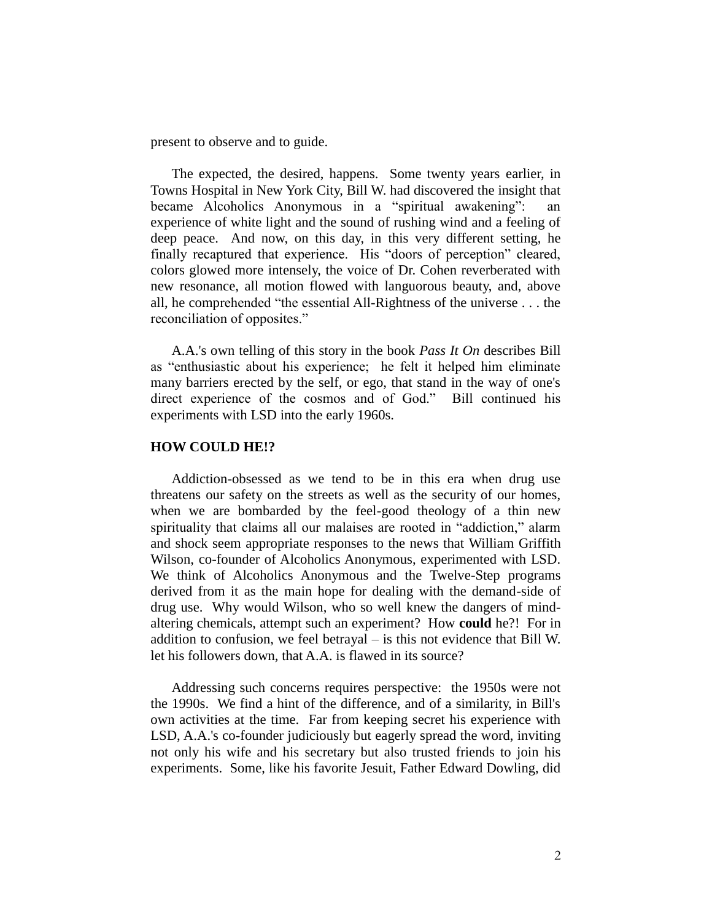present to observe and to guide.

The expected, the desired, happens. Some twenty years earlier, in Towns Hospital in New York City, Bill W. had discovered the insight that became Alcoholics Anonymous in a "spiritual awakening": an experience of white light and the sound of rushing wind and a feeling of deep peace. And now, on this day, in this very different setting, he finally recaptured that experience. His "doors of perception" cleared, colors glowed more intensely, the voice of Dr. Cohen reverberated with new resonance, all motion flowed with languorous beauty, and, above all, he comprehended "the essential All-Rightness of the universe . . . the reconciliation of opposites."

A.A.'s own telling of this story in the book *Pass It On* describes Bill as "enthusiastic about his experience; he felt it helped him eliminate many barriers erected by the self, or ego, that stand in the way of one's direct experience of the cosmos and of God." Bill continued his experiments with LSD into the early 1960s.

**HOW COULD HE!?**

Addiction-obsessed as we tend to be in this era when drug use threatens our safety on the streets as well as the security of our homes, when we are bombarded by the feel-good theology of a thin new spirituality that claims all our malaises are rooted in "addiction," alarm and shock seem appropriate responses to the news that William Griffith Wilson, co-founder of Alcoholics Anonymous, experimented with LSD. We think of Alcoholics Anonymous and the Twelve-Step programs derived from it as the main hope for dealing with the demand-side of drug use. Why would Wilson, who so well knew the dangers of mind-altering chemicals, attempt such an experiment? How **could** he?! For in addition to confusion, we feel betrayal – is this not evidence that Bill W. let his followers down, that A.A. is flawed in its source?

Addressing such concerns requires perspective: the 1950s were not the 1990s. We find a hint of the difference, and of a similarity, in Bill's own activities at the time. Far from keeping secret his experience with LSD, A.A.'s co-founder judiciously but eagerly spread the word, inviting not only his wife and his secretary but also trusted friends to join his experiments. Some, like his favorite Jesuit, Father Edward Dowling, did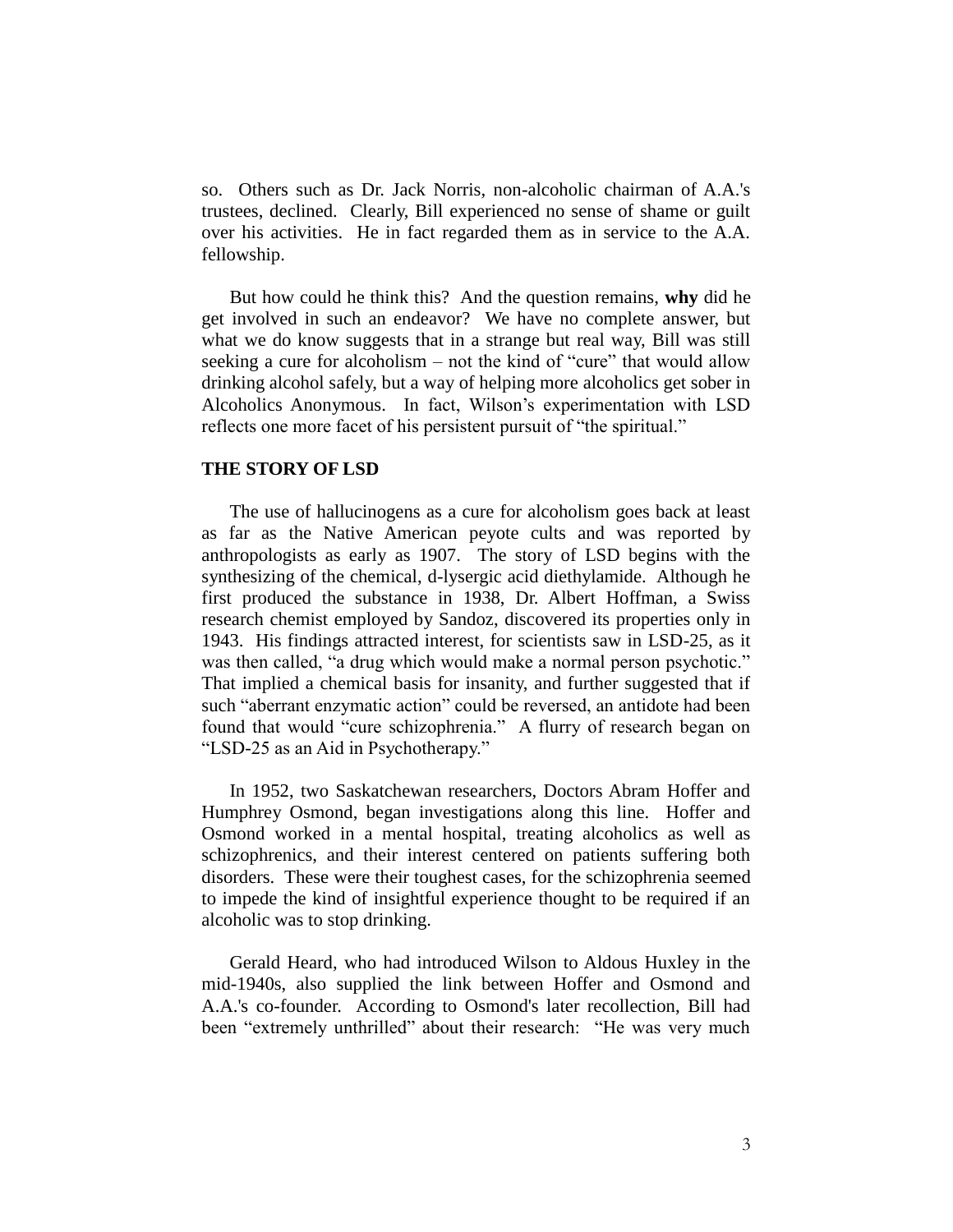so. Others such as Dr. Jack Norris, non-alcoholic chairman of A.A.'s trustees, declined. Clearly, Bill experienced no sense of shame or guilt over his activities. He in fact regarded them as in service to the A.A. fellowship.

But how could he think this? And the question remains, **why** did he get involved in such an endeavor? We have no complete answer, but what we do know suggests that in a strange but real way, Bill was still seeking a cure for alcoholism – not the kind of "cure" that would allow drinking alcohol safely, but a way of helping more alcoholics get sober in Alcoholics Anonymous. In fact, Wilson's experimentation with LSD reflects one more facet of his persistent pursuit of "the spiritual."

## THE STORY OF LSD

The use of hallucinogens as a cure for alcoholism goes back at least as far as the Native American peyote cults and was reported by anthropologists as early as 1907. The story of LSD begins with the synthesizing of the chemical, d-lysergic acid diethylamide. Although he first produced the substance in 1938, Dr. Albert Hoffman, a Swiss research chemist employed by Sandoz, discovered its properties only in 1943. His findings attracted interest, for scientists saw in LSD-25, as it was then called, "a drug which would make a normal person psychotic." That implied a chemical basis for insanity, and further suggested that if such "aberrant enzymatic action" could be reversed, an antidote had been found that would "cure schizophrenia." A flurry of research began on "LSD-25 as an Aid in Psychotherapy."

In 1952, two Saskatchewan researchers, Doctors Abram Hoffer and Humphrey Osmond, began investigations along this line. Hoffer and Osmond worked in a mental hospital, treating alcoholics as well as schizophrenics, and their interest centered on patients suffering both disorders. These were their toughest cases, for the schizophrenia seemed to impede the kind of insightful experience thought to be required if an alcoholic was to stop drinking.

Gerald Heard, who had introduced Wilson to Aldous Huxley in the mid-1940s, also supplied the link between Hoffer and Osmond and A.A.'s co-founder. According to Osmond's later recollection, Bill had been "extremely unthrilled" about their research: "He was very much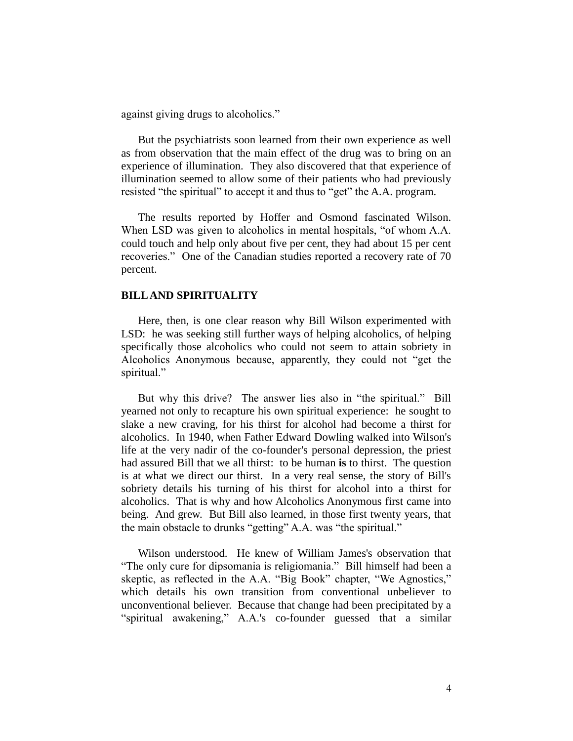against giving drugs to alcoholics."

But the psychiatrists soon learned from their own experience as well as from observation that the main effect of the drug was to bring on an experience of illumination. They also discovered that that experience of illumination seemed to allow some of their patients who had previously resisted "the spiritual" to accept it and thus to "get" the A.A. program.

The results reported by Hoffer and Osmond fascinated Wilson. When LSD was given to alcoholics in mental hospitals, "of whom A.A. could touch and help only about five per cent, they had about 15 per cent recoveries." One of the Canadian studies reported a recovery rate of 70 percent.

## BILL AND SPIRITUALITY

Here, then, is one clear reason why Bill Wilson experimented with LSD: he was seeking still further ways of helping alcoholics, of helping specifically those alcoholics who could not seem to attain sobriety in Alcoholics Anonymous because, apparently, they could not "get the spiritual."

But why this drive? The answer lies also in "the spiritual." Bill yearned not only to recapture his own spiritual experience: he sought to slake a new craving, for his thirst for alcohol had become a thirst for alcoholics. In 1940, when Father Edward Dowling walked into Wilson's life at the very nadir of the co-founder's personal depression, the priest had assured Bill that we all thirst: to be human **is** to thirst. The question is at what we direct our thirst. In a very real sense, the story of Bill's sobriety details his turning of his thirst for alcohol into a thirst for alcoholics. That is why and how Alcoholics Anonymous first came into being. And grew. But Bill also learned, in those first twenty years, that the main obstacle to drunks "getting" A.A. was "the spiritual."

Wilson understood. He knew of William James's observation that "The only cure for dipsomania is religiomania." Bill himself had been a skeptic, as reflected in the A.A. "Big Book" chapter, "We Agnostics," which details his own transition from conventional unbeliever to unconventional believer. Because that change had been precipitated by a "spiritual awakening," A.A.'s co-founder guessed that a similar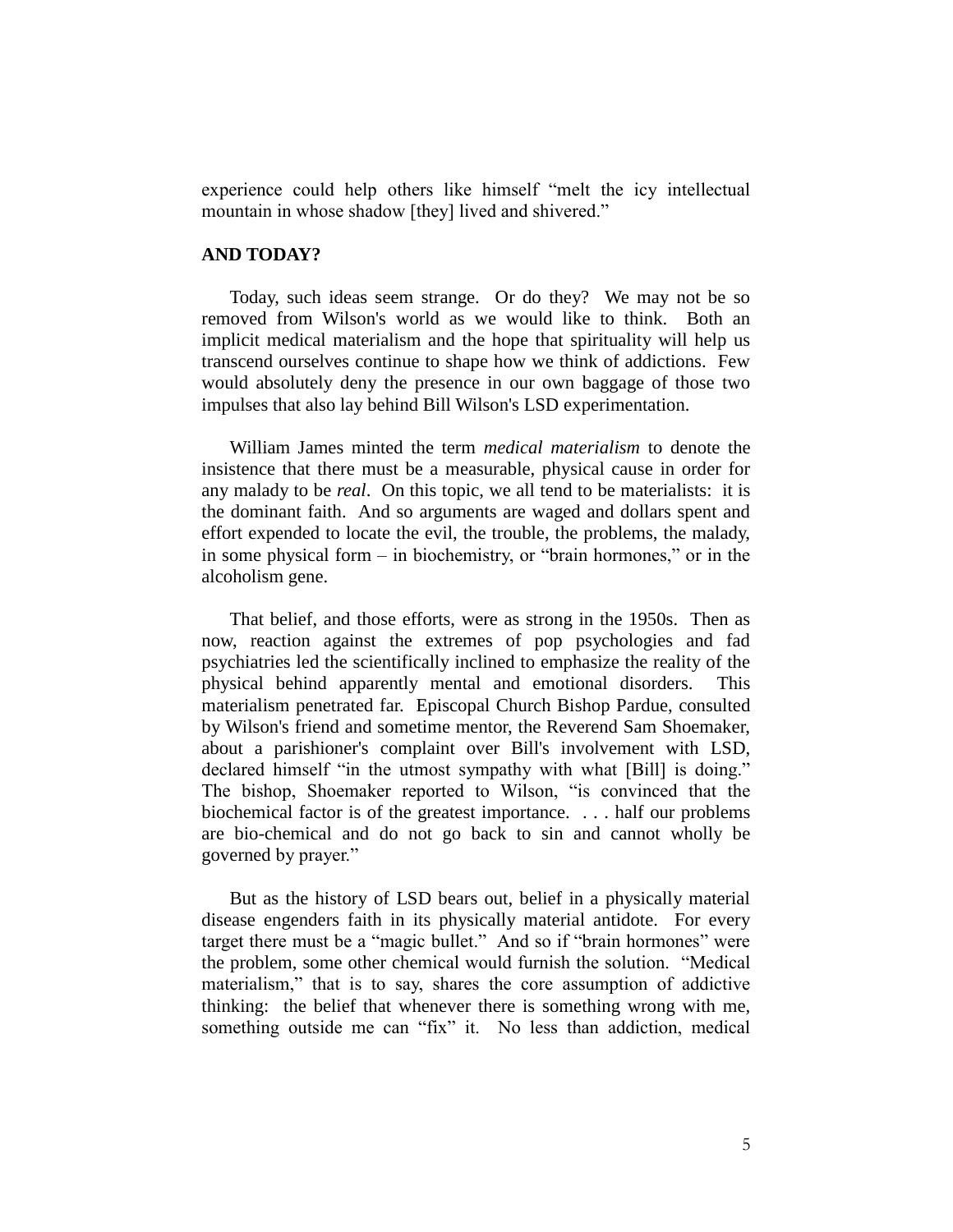experience could help others like himself "melt the icy intellectual mountain in whose shadow [they] lived and shivered."

**AND TODAY?**

Today, such ideas seem strange. Or do they? We may not be so removed from Wilson's world as we would like to think. Both an implicit medical materialism and the hope that spirituality will help us transcend ourselves continue to shape how we think of addictions. Few would absolutely deny the presence in our own baggage of those two impulses that also lay behind Bill Wilson's LSD experimentation.

William James minted the term *medical materialism* to denote the insistence that there must be a measurable, physical cause in order for any malady to be *real*. On this topic, we all tend to be materialists: it is the dominant faith. And so arguments are waged and dollars spent and effort expended to locate the evil, the trouble, the problems, the malady, in some physical form – in biochemistry, or "brain hormones," or in the alcoholism gene.

That belief, and those efforts, were as strong in the 1950s. Then as now, reaction against the extremes of pop psychologies and fad psychiatries led the scientifically inclined to emphasize the reality of the physical behind apparently mental and emotional disorders. This materialism penetrated far. Episcopal Church Bishop Pardue, consulted by Wilson's friend and sometime mentor, the Reverend Sam Shoemaker, about a parishioner's complaint over Bill's involvement with LSD, declared himself "in the utmost sympathy with what [Bill] is doing." The bishop, Shoemaker reported to Wilson, "is convinced that the biochemical factor is of the greatest importance. . . . half our problems are bio-chemical and do not go back to sin and cannot wholly be governed by prayer."

But as the history of LSD bears out, belief in a physically material disease engenders faith in its physically material antidote. For every target there must be a "magic bullet." And so if "brain hormones" were the problem, some other chemical would furnish the solution. "Medical materialism," that is to say, shares the core assumption of addictive thinking: the belief that whenever there is something wrong with me, something outside me can "fix" it. No less than addiction, medical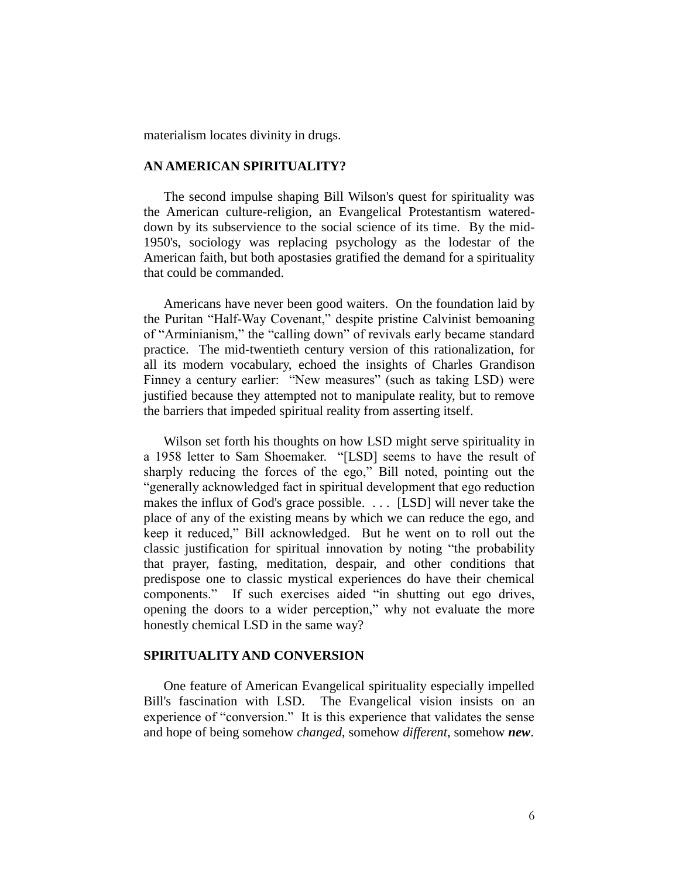materialism locates divinity in drugs.

## AN AMERICAN SPIRITUALITY?

The second impulse shaping Bill Wilson's quest for spirituality was the American culture-religion, an Evangelical Protestantism watered-down by its subservience to the social science of its time. By the mid-1950's, sociology was replacing psychology as the lodestar of the American faith, but both apostasies gratified the demand for a spirituality that could be commanded.

Americans have never been good waiters. On the foundation laid by the Puritan "Half-Way Covenant," despite pristine Calvinist bemoaning of "Arminianism," the "calling down" of revivals early became standard practice. The mid-twentieth century version of this rationalization, for all its modern vocabulary, echoed the insights of Charles Grandison Finney a century earlier: "New measures" (such as taking LSD) were justified because they attempted not to manipulate reality, but to remove the barriers that impeded spiritual reality from asserting itself.

Wilson set forth his thoughts on how LSD might serve spirituality in a 1958 letter to Sam Shoemaker. "[LSD] seems to have the result of sharply reducing the forces of the ego," Bill noted, pointing out the "generally acknowledged fact in spiritual development that ego reduction makes the influx of God's grace possible. . . . [LSD] will never take the place of any of the existing means by which we can reduce the ego, and keep it reduced," Bill acknowledged. But he went on to roll out the classic justification for spiritual innovation by noting "the probability that prayer, fasting, meditation, despair, and other conditions that predispose one to classic mystical experiences do have their chemical components." If such exercises aided "in shutting out ego drives, opening the doors to a wider perception," why not evaluate the more honestly chemical LSD in the same way?

## SPIRITUALITY AND CONVERSION

One feature of American Evangelical spirituality especially impelled Bill's fascination with LSD. The Evangelical vision insists on an experience of "conversion." It is this experience that validates the sense and hope of being somehow *changed*, somehow *different*, somehow ***new***.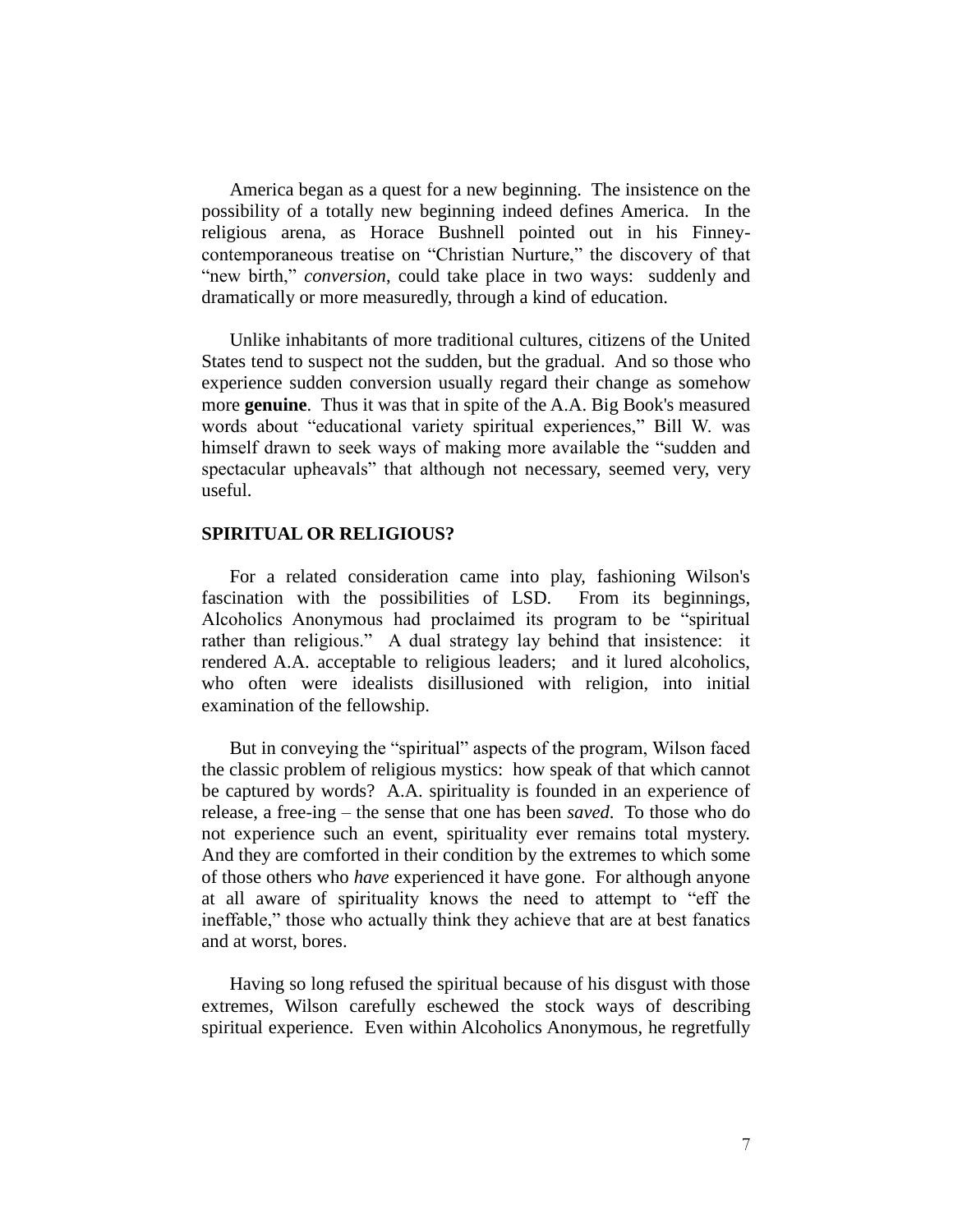America began as a quest for a new beginning. The insistence on the possibility of a totally new beginning indeed defines America. In the religious arena, as Horace Bushnell pointed out in his Finney-contemporaneous treatise on "Christian Nurture," the discovery of that "new birth," *conversion*, could take place in two ways: suddenly and dramatically or more measuredly, through a kind of education.

Unlike inhabitants of more traditional cultures, citizens of the United States tend to suspect not the sudden, but the gradual. And so those who experience sudden conversion usually regard their change as somehow more **genuine**. Thus it was that in spite of the A.A. Big Book's measured words about "educational variety spiritual experiences," Bill W. was himself drawn to seek ways of making more available the "sudden and spectacular upheavals" that although not necessary, seemed very, very useful.

## SPIRITUAL OR RELIGIOUS?

For a related consideration came into play, fashioning Wilson's fascination with the possibilities of LSD. From its beginnings, Alcoholics Anonymous had proclaimed its program to be "spiritual rather than religious." A dual strategy lay behind that insistence: it rendered A.A. acceptable to religious leaders; and it lured alcoholics, who often were idealists disillusioned with religion, into initial examination of the fellowship.

But in conveying the "spiritual" aspects of the program, Wilson faced the classic problem of religious mystics: how speak of that which cannot be captured by words? A.A. spirituality is founded in an experience of release, a free-ing – the sense that one has been *saved*. To those who do not experience such an event, spirituality ever remains total mystery. And they are comforted in their condition by the extremes to which some of those others who *have* experienced it have gone. For although anyone at all aware of spirituality knows the need to attempt to "eff the ineffable," those who actually think they achieve that are at best fanatics and at worst, bores.

Having so long refused the spiritual because of his disgust with those extremes, Wilson carefully eschewed the stock ways of describing spiritual experience. Even within Alcoholics Anonymous, he regretfully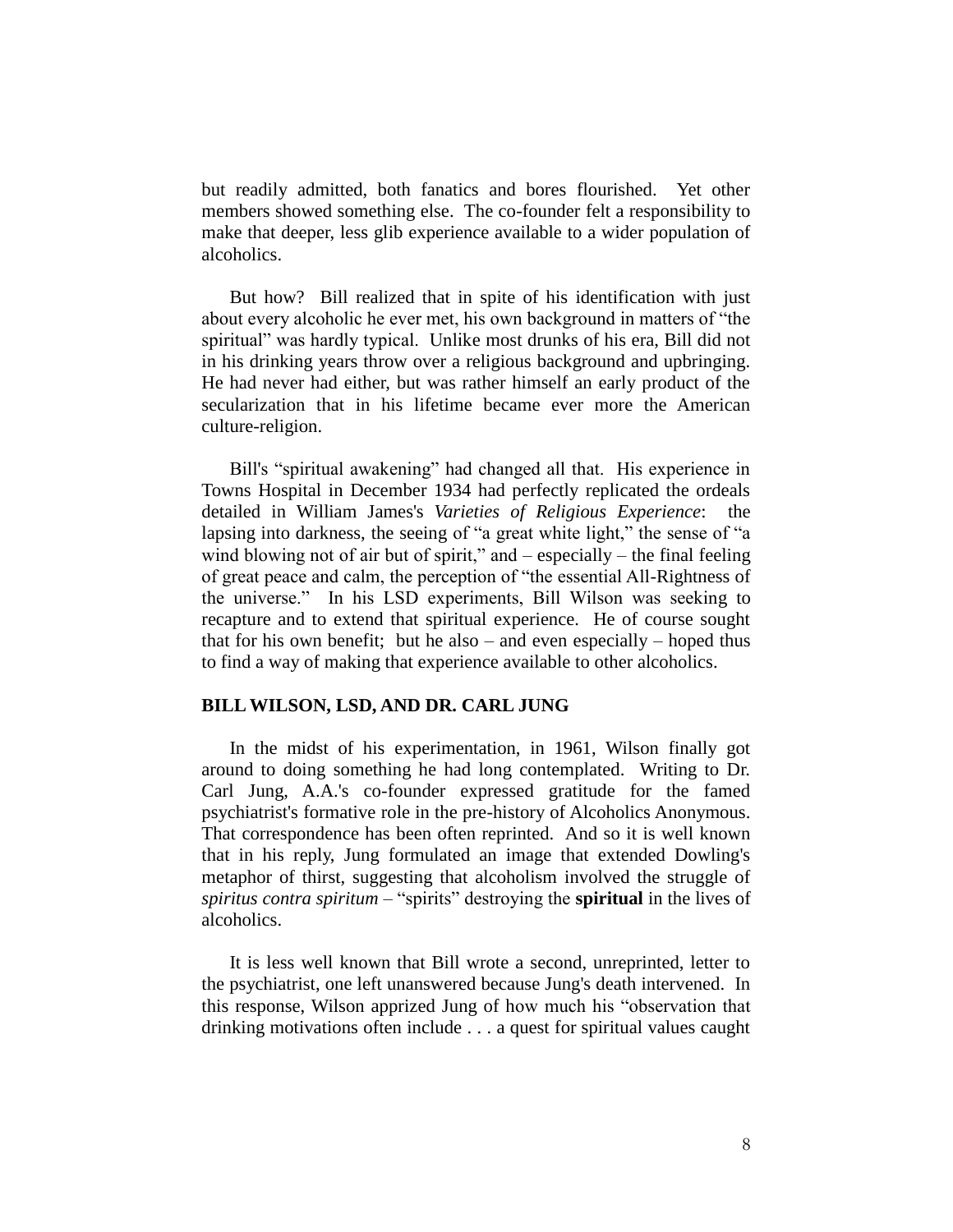but readily admitted, both fanatics and bores flourished. Yet other members showed something else. The co-founder felt a responsibility to make that deeper, less glib experience available to a wider population of alcoholics.

But how? Bill realized that in spite of his identification with just about every alcoholic he ever met, his own background in matters of "the spiritual" was hardly typical. Unlike most drunks of his era, Bill did not in his drinking years throw over a religious background and upbringing. He had never had either, but was rather himself an early product of the secularization that in his lifetime became ever more the American culture-religion.

Bill's "spiritual awakening" had changed all that. His experience in Towns Hospital in December 1934 had perfectly replicated the ordeals detailed in William James's *Varieties of Religious Experience*: the lapsing into darkness, the seeing of "a great white light," the sense of "a wind blowing not of air but of spirit," and – especially – the final feeling of great peace and calm, the perception of "the essential All-Rightness of the universe." In his LSD experiments, Bill Wilson was seeking to recapture and to extend that spiritual experience. He of course sought that for his own benefit; but he also – and even especially – hoped thus to find a way of making that experience available to other alcoholics.

## BILL WILSON, LSD, AND DR. CARL JUNG

In the midst of his experimentation, in 1961, Wilson finally got around to doing something he had long contemplated. Writing to Dr. Carl Jung, A.A.'s co-founder expressed gratitude for the famed psychiatrist's formative role in the pre-history of Alcoholics Anonymous. That correspondence has been often reprinted. And so it is well known that in his reply, Jung formulated an image that extended Dowling's metaphor of thirst, suggesting that alcoholism involved the struggle of *spiritus contra spiritum* – "spirits" destroying the **spiritual** in the lives of alcoholics.

It is less well known that Bill wrote a second, unreprinted, letter to the psychiatrist, one left unanswered because Jung's death intervened. In this response, Wilson apprized Jung of how much his "observation that drinking motivations often include . . . a quest for spiritual values caught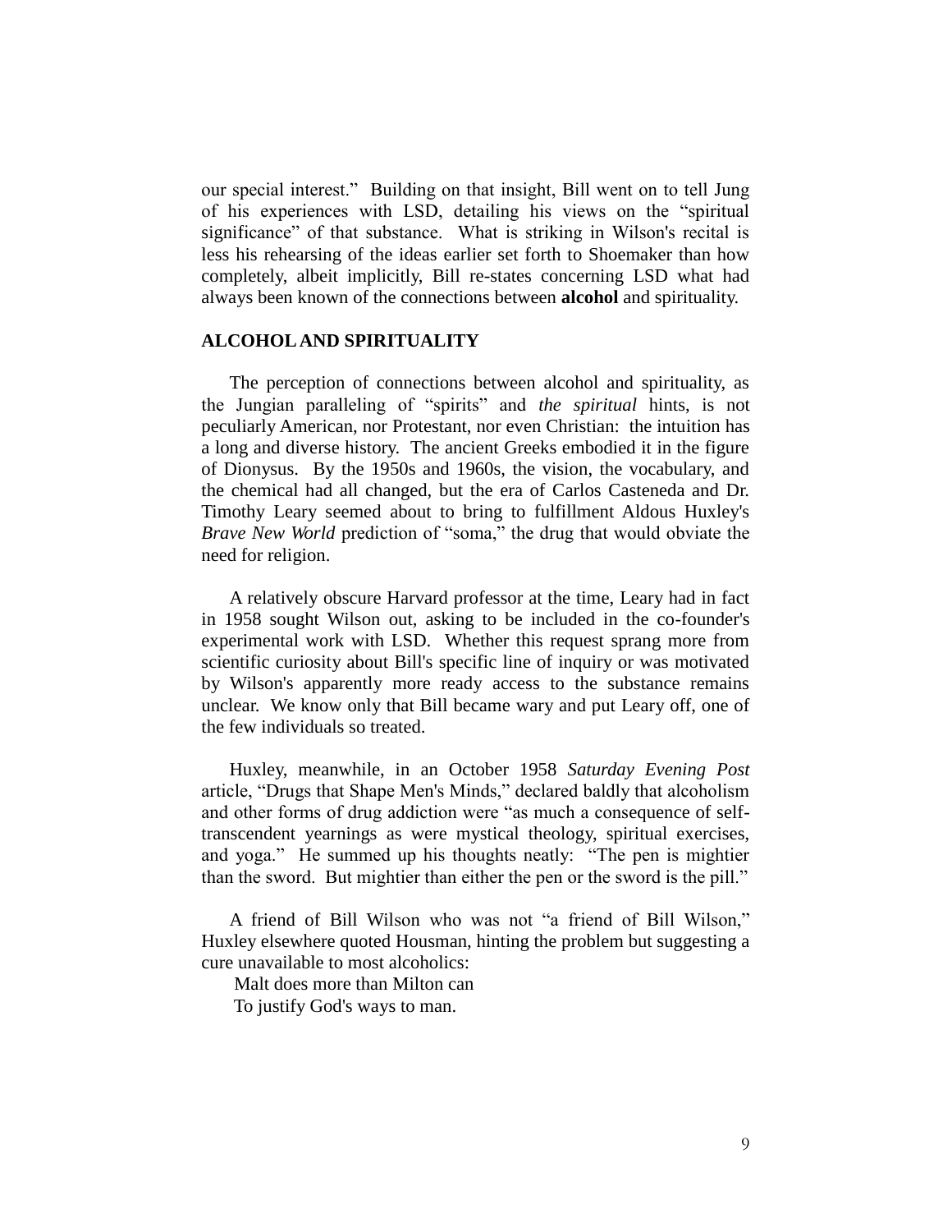our special interest." Building on that insight, Bill went on to tell Jung of his experiences with LSD, detailing his views on the "spiritual significance" of that substance. What is striking in Wilson's recital is less his rehearsing of the ideas earlier set forth to Shoemaker than how completely, albeit implicitly, Bill re-states concerning LSD what had always been known of the connections between **alcohol** and spirituality.

## ALCOHOL AND SPIRITUALITY

The perception of connections between alcohol and spirituality, as the Jungian paralleling of "spirits" and *the spiritual* hints, is not peculiarly American, nor Protestant, nor even Christian: the intuition has a long and diverse history. The ancient Greeks embodied it in the figure of Dionysus. By the 1950s and 1960s, the vision, the vocabulary, and the chemical had all changed, but the era of Carlos Casteneda and Dr. Timothy Leary seemed about to bring to fulfillment Aldous Huxley's *Brave New World* prediction of "soma," the drug that would obviate the need for religion.

A relatively obscure Harvard professor at the time, Leary had in fact in 1958 sought Wilson out, asking to be included in the co-founder's experimental work with LSD. Whether this request sprang more from scientific curiosity about Bill's specific line of inquiry or was motivated by Wilson's apparently more ready access to the substance remains unclear. We know only that Bill became wary and put Leary off, one of the few individuals so treated.

Huxley, meanwhile, in an October 1958 *Saturday Evening Post* article, "Drugs that Shape Men's Minds," declared baldly that alcoholism and other forms of drug addiction were "as much a consequence of self-transcendent yearnings as were mystical theology, spiritual exercises, and yoga." He summed up his thoughts neatly: "The pen is mightier than the sword. But mightier than either the pen or the sword is the pill."

A friend of Bill Wilson who was not "a friend of Bill Wilson," Huxley elsewhere quoted Housman, hinting the problem but suggesting a cure unavailable to most alcoholics:

Malt does more than Milton can
To justify God's ways to man.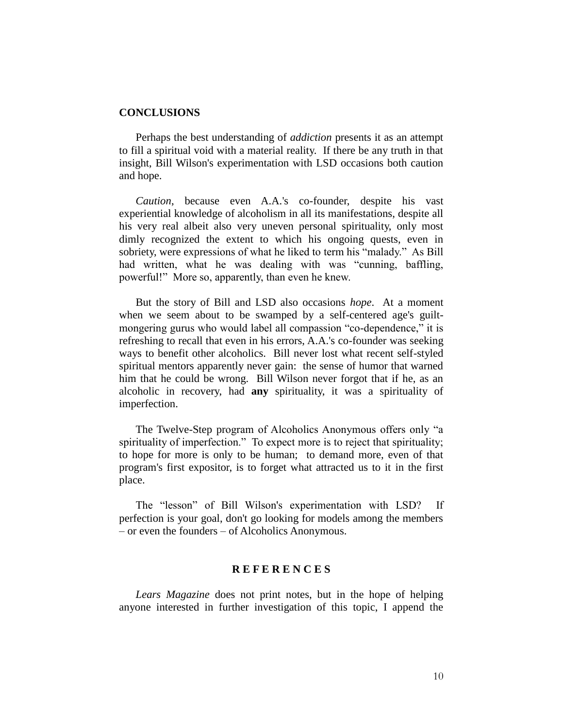## CONCLUSIONS

Perhaps the best understanding of *addiction* presents it as an attempt to fill a spiritual void with a material reality. If there be any truth in that insight, Bill Wilson's experimentation with LSD occasions both caution and hope.

*Caution*, because even A.A.'s co-founder, despite his vast experiential knowledge of alcoholism in all its manifestations, despite all his very real albeit also very uneven personal spirituality, only most dimly recognized the extent to which his ongoing quests, even in sobriety, were expressions of what he liked to term his "malady." As Bill had written, what he was dealing with was "cunning, baffling, powerful!" More so, apparently, than even he knew.

But the story of Bill and LSD also occasions *hope*. At a moment when we seem about to be swamped by a self-centered age's guilt-mongering gurus who would label all compassion "co-dependence," it is refreshing to recall that even in his errors, A.A.'s co-founder was seeking ways to benefit other alcoholics. Bill never lost what recent self-styled spiritual mentors apparently never gain: the sense of humor that warned him that he could be wrong. Bill Wilson never forgot that if he, as an alcoholic in recovery, had **any** spirituality, it was a spirituality of imperfection.

The Twelve-Step program of Alcoholics Anonymous offers only "a spirituality of imperfection." To expect more is to reject that spirituality; to hope for more is only to be human; to demand more, even of that program's first expositor, is to forget what attracted us to it in the first place.

The "lesson" of Bill Wilson's experimentation with LSD? If perfection is your goal, don't go looking for models among the members – or even the founders – of Alcoholics Anonymous.

## R E F E R E N C E S

*Lears Magazine* does not print notes, but in the hope of helping anyone interested in further investigation of this topic, I append the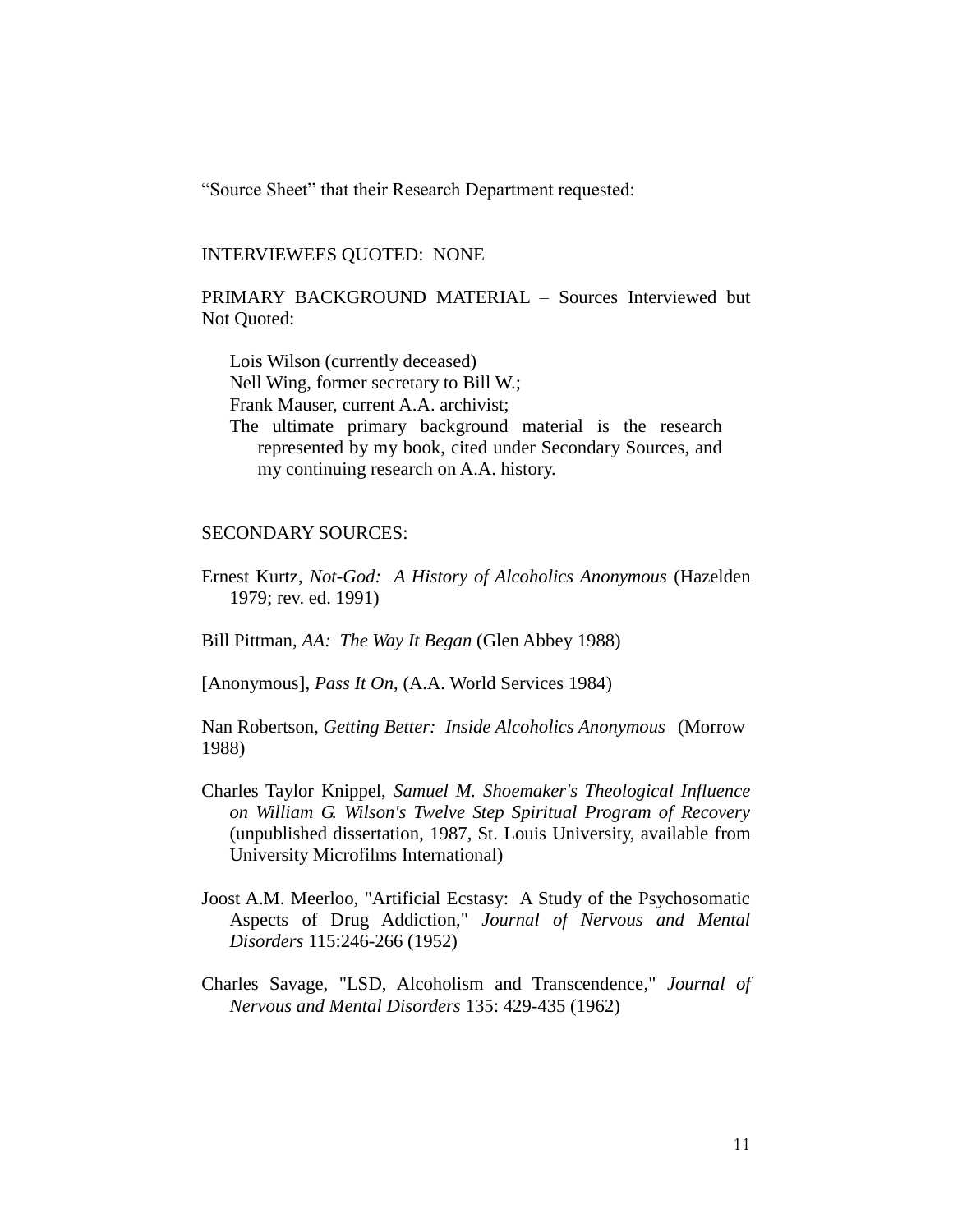"Source Sheet" that their Research Department requested:

INTERVIEWEES QUOTED: NONE

PRIMARY BACKGROUND MATERIAL – Sources Interviewed but Not Quoted:

Lois Wilson (currently deceased)
Nell Wing, former secretary to Bill W.;
Frank Mauser, current A.A. archivist;
The ultimate primary background material is the research represented by my book, cited under Secondary Sources, and my continuing research on A.A. history.

SECONDARY SOURCES:

Ernest Kurtz, *Not-God: A History of Alcoholics Anonymous* (Hazelden 1979; rev. ed. 1991)

Bill Pittman, *AA: The Way It Began* (Glen Abbey 1988)

[Anonymous], *Pass It On*, (A.A. World Services 1984)

Nan Robertson, *Getting Better: Inside Alcoholics Anonymous* (Morrow 1988)

Charles Taylor Knippel, *Samuel M. Shoemaker's Theological Influence on William G. Wilson's Twelve Step Spiritual Program of Recovery* (unpublished dissertation, 1987, St. Louis University, available from University Microfilms International)

Joost A.M. Meerloo, "Artificial Ecstasy: A Study of the Psychosomatic Aspects of Drug Addiction," *Journal of Nervous and Mental Disorders* 115:246-266 (1952)

Charles Savage, "LSD, Alcoholism and Transcendence," *Journal of Nervous and Mental Disorders* 135: 429-435 (1962)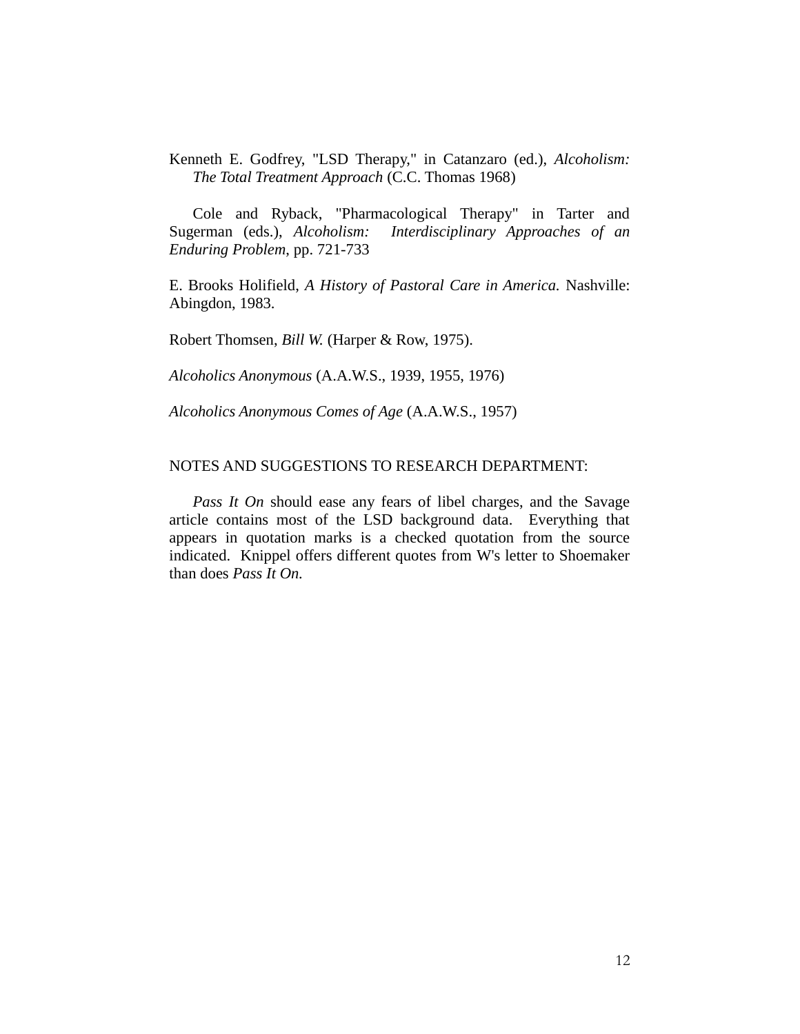Kenneth E. Godfrey, "LSD Therapy," in Catanzaro (ed.), *Alcoholism: The Total Treatment Approach* (C.C. Thomas 1968)

Cole and Ryback, "Pharmacological Therapy" in Tarter and Sugerman (eds.), *Alcoholism: Interdisciplinary Approaches of an Enduring Problem*, pp. 721-733

E. Brooks Holifield, *A History of Pastoral Care in America.* Nashville: Abingdon, 1983.

Robert Thomsen, *Bill W.* (Harper & Row, 1975).

*Alcoholics Anonymous* (A.A.W.S., 1939, 1955, 1976)

*Alcoholics Anonymous Comes of Age* (A.A.W.S., 1957)

NOTES AND SUGGESTIONS TO RESEARCH DEPARTMENT:

*Pass It On* should ease any fears of libel charges, and the Savage article contains most of the LSD background data. Everything that appears in quotation marks is a checked quotation from the source indicated. Knippel offers different quotes from W's letter to Shoemaker than does *Pass It On.*